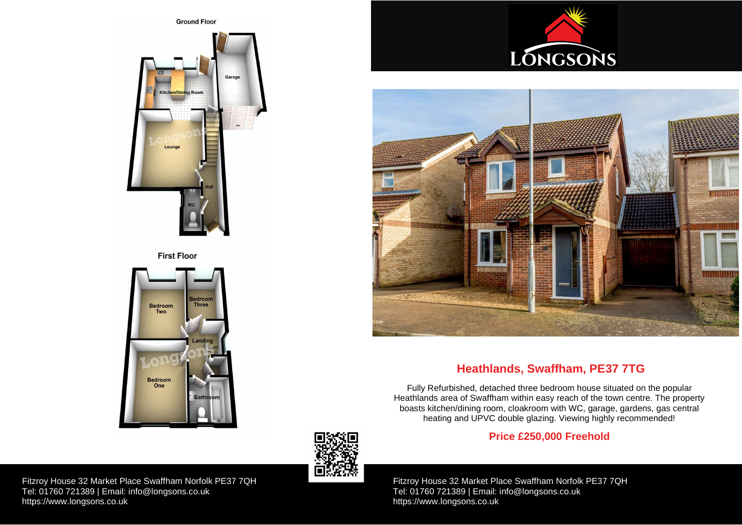## Ground Floor

Kitchen/Dining Room

Garage

Lounge

Hall

WC

## First Floor

Bedroom Two

Bedroom Three

Landing

Bedroom One

Bathroom

# Heathlands, Swaffham, PE37 7TG

Fully Refurbished, detached three bedroom house situated on the popular Heathlands area of Swaffham within easy reach of the town centre. The property boasts kitchen/dining room, cloakroom with WC, garage, gardens, gas central heating and UPVC double glazing. Viewing highly recommended!

**Price £250,000 Freehold**

Fitzroy House 32 Market Place Swaffham Norfolk PE37 7QH
Tel: 01760 721389 | Email: info@longsons.co.uk
https://www.longsons.co.uk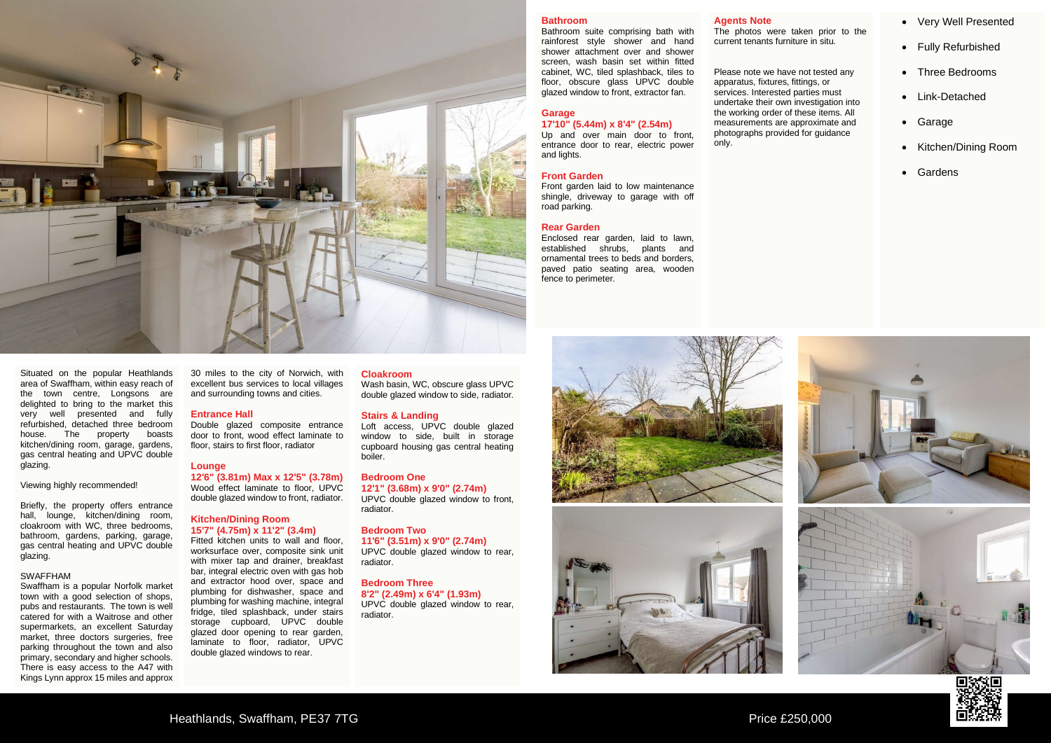Situated on the popular Heathlands area of Swaffham, within easy reach of the town centre, Longsons are delighted to bring to the market this very well presented and fully refurbished, detached three bedroom house. The property boasts kitchen/dining room, garage, gardens, gas central heating and UPVC double glazing.

Viewing highly recommended!

Briefly, the property offers entrance hall, lounge, kitchen/dining room, cloakroom with WC, three bedrooms, bathroom, gardens, parking, garage, gas central heating and UPVC double glazing.

SWAFFHAM

Swaffham is a popular Norfolk market town with a good selection of shops, pubs and restaurants. The town is well catered for with a Waitrose and other supermarkets, an excellent Saturday market, three doctors surgeries, free parking throughout the town and also primary, secondary and higher schools. There is easy access to the A47 with Kings Lynn approx 15 miles and approx 30 miles to the city of Norwich, with excellent bus services to local villages and surrounding towns and cities.

## Entrance Hall

Double glazed composite entrance door to front, wood effect laminate to floor, stairs to first floor, radiator

## Lounge

**12'6" (3.81m) Max x 12'5" (3.78m)**

Wood effect laminate to floor, UPVC double glazed window to front, radiator.

## Kitchen/Dining Room

**15'7" (4.75m) x 11'2" (3.4m)**

Fitted kitchen units to wall and floor, worksurface over, composite sink unit with mixer tap and drainer, breakfast bar, integral electric oven with gas hob and extractor hood over, space and plumbing for dishwasher, space and plumbing for washing machine, integral fridge, tiled splashback, under stairs storage cupboard, UPVC double glazed door opening to rear garden, laminate to floor, radiator, UPVC double glazed windows to rear.

## Cloakroom

Wash basin, WC, obscure glass UPVC double glazed window to side, radiator.

## Stairs & Landing

Loft access, UPVC double glazed window to side, built in storage cupboard housing gas central heating boiler.

## Bedroom One

**12'1" (3.68m) x 9'0" (2.74m)**

UPVC double glazed window to front, radiator.

## Bedroom Two

**11'6" (3.51m) x 9'0" (2.74m)**

UPVC double glazed window to rear, radiator.

## Bedroom Three

**8'2" (2.49m) x 6'4" (1.93m)**

UPVC double glazed window to rear, radiator.

## Bathroom

Bathroom suite comprising bath with rainforest style shower and hand shower attachment over and shower screen, wash basin set within fitted cabinet, WC, tiled splashback, tiles to floor, obscure glass UPVC double glazed window to front, extractor fan.

## Garage

**17'10" (5.44m) x 8'4" (2.54m)**

Up and over main door to front, entrance door to rear, electric power and lights.

## Front Garden

Front garden laid to low maintenance shingle, driveway to garage with off road parking.

## Rear Garden

Enclosed rear garden, laid to lawn, established shrubs, plants and ornamental trees to beds and borders, paved patio seating area, wooden fence to perimeter.

## Agents Note

The photos were taken prior to the current tenants furniture in situ.

Please note we have not tested any apparatus, fixtures, fittings, or services. Interested parties must undertake their own investigation into the working order of these items. All measurements are approximate and photographs provided for guidance only.

- Very Well Presented
- Fully Refurbished
- Three Bedrooms
- Link-Detached
- Garage
- Kitchen/Dining Room
- Gardens

Heathlands, Swaffham, PE37 7TG

Price £250,000